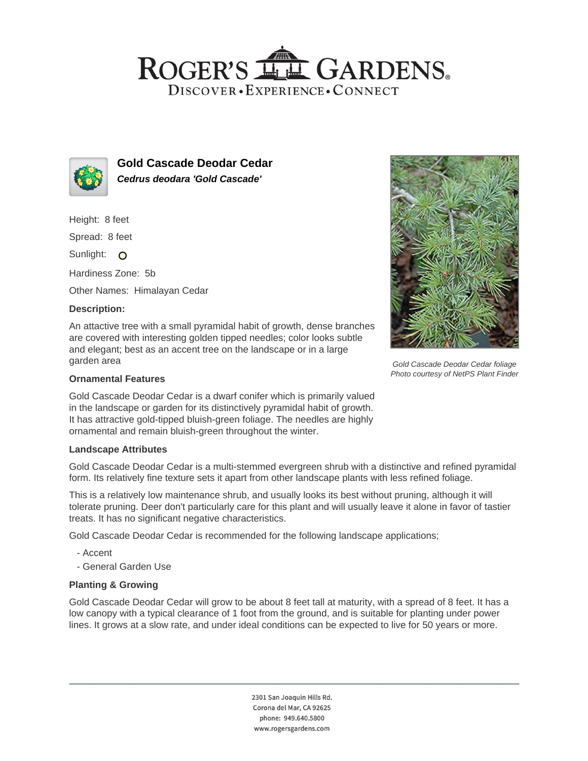# Gold Cascade Deodar Cedar

***Cedrus deodara 'Gold Cascade'***

Height: 8 feet

Spread: 8 feet

Sunlight: O

Hardiness Zone: 5b

Other Names: Himalayan Cedar

### Description:

An attactive tree with a small pyramidal habit of growth, dense branches are covered with interesting golden tipped needles; color looks subtle and elegant; best as an accent tree on the landscape or in a large garden area

*Gold Cascade Deodar Cedar foliage*
*Photo courtesy of NetPS Plant Finder*

### Ornamental Features

Gold Cascade Deodar Cedar is a dwarf conifer which is primarily valued in the landscape or garden for its distinctively pyramidal habit of growth. It has attractive gold-tipped bluish-green foliage. The needles are highly ornamental and remain bluish-green throughout the winter.

### Landscape Attributes

Gold Cascade Deodar Cedar is a multi-stemmed evergreen shrub with a distinctive and refined pyramidal form. Its relatively fine texture sets it apart from other landscape plants with less refined foliage.

This is a relatively low maintenance shrub, and usually looks its best without pruning, although it will tolerate pruning. Deer don't particularly care for this plant and will usually leave it alone in favor of tastier treats. It has no significant negative characteristics.

Gold Cascade Deodar Cedar is recommended for the following landscape applications;

- Accent
- General Garden Use

### Planting & Growing

Gold Cascade Deodar Cedar will grow to be about 8 feet tall at maturity, with a spread of 8 feet. It has a low canopy with a typical clearance of 1 foot from the ground, and is suitable for planting under power lines. It grows at a slow rate, and under ideal conditions can be expected to live for 50 years or more.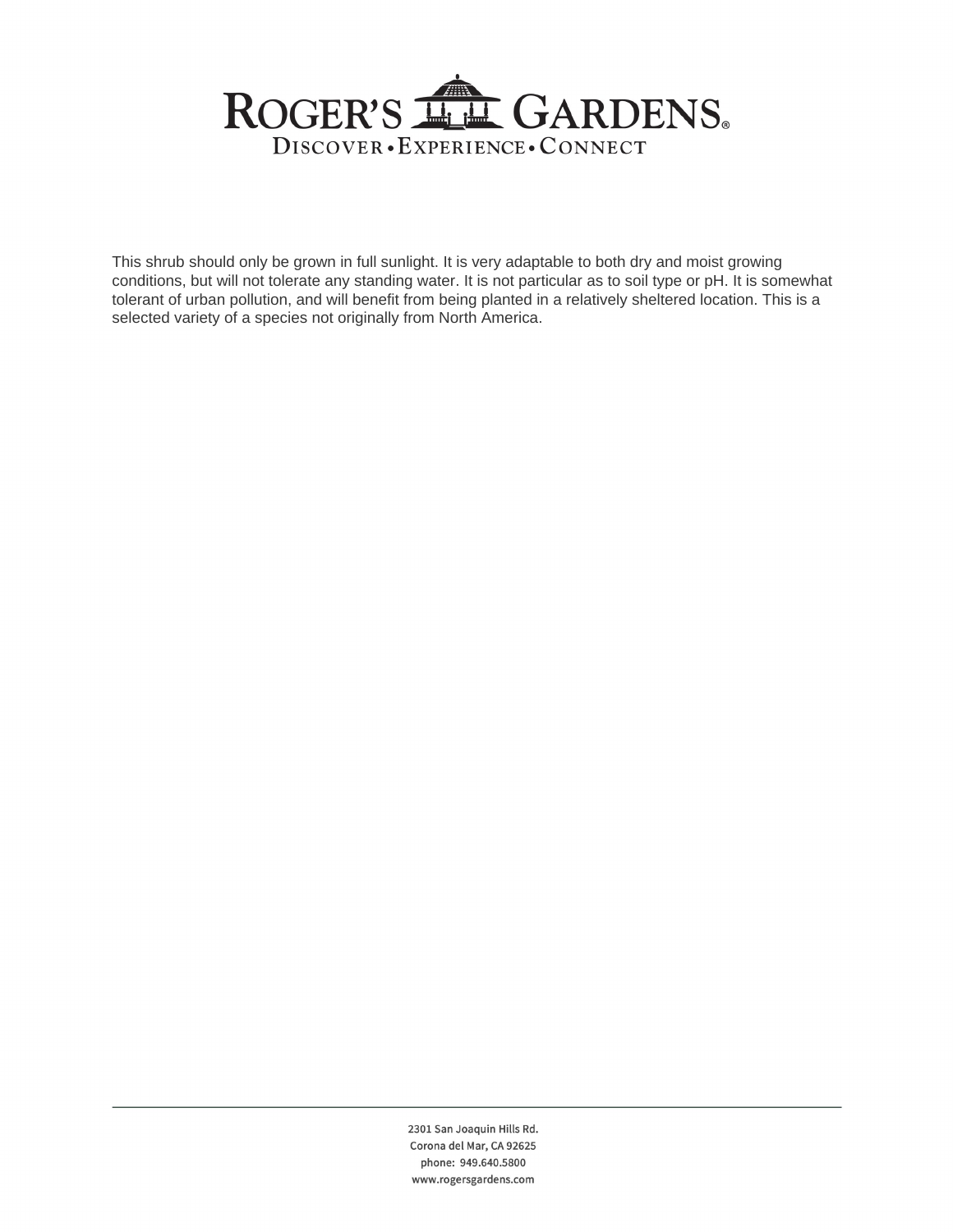This shrub should only be grown in full sunlight. It is very adaptable to both dry and moist growing conditions, but will not tolerate any standing water. It is not particular as to soil type or pH. It is somewhat tolerant of urban pollution, and will benefit from being planted in a relatively sheltered location. This is a selected variety of a species not originally from North America.